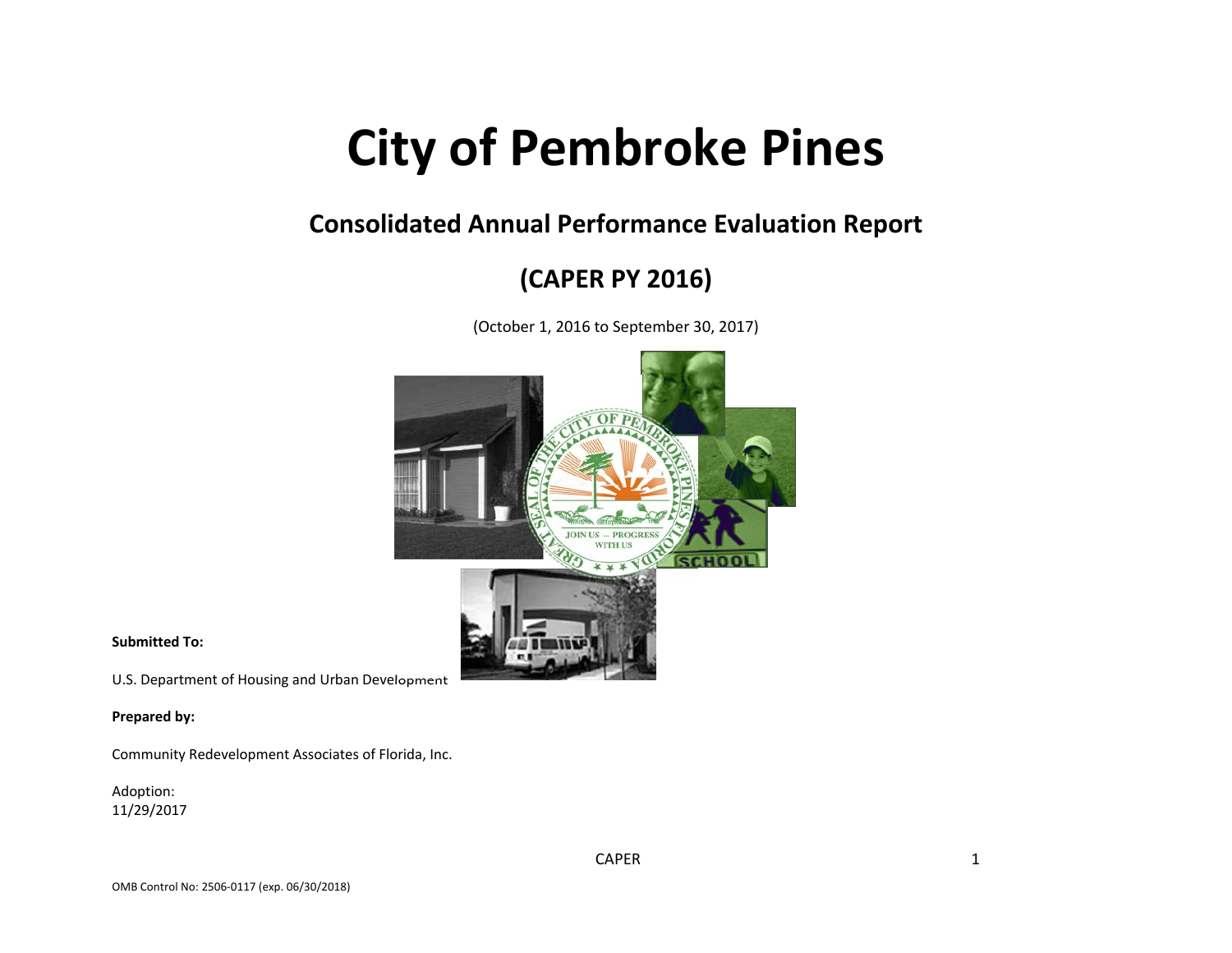# City of Pembroke Pines

## Consolidated Annual Performance Evaluation Report

## (CAPER PY 2016)

(October 1, 2016 to September 30, 2017)

**Submitted To:**

U.S. Department of Housing and Urban Development

**Prepared by:**

Community Redevelopment Associates of Florida, Inc.

Adoption:
11/29/2017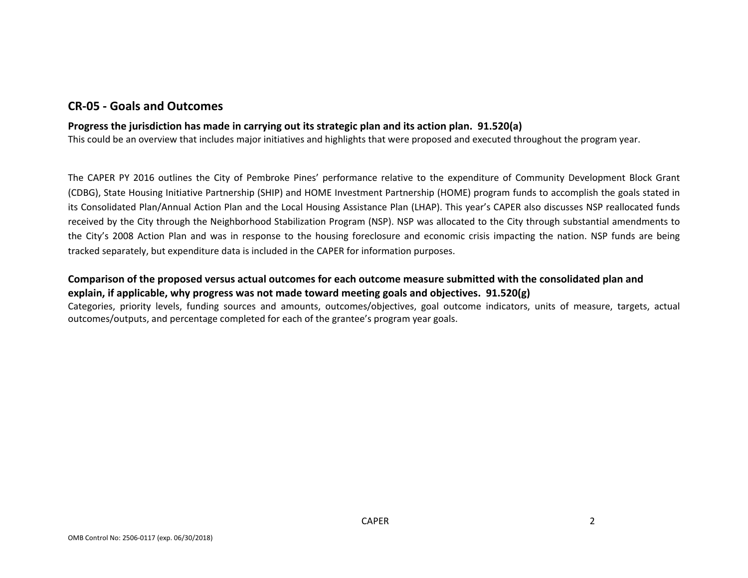## CR-05 - Goals and Outcomes

**Progress the jurisdiction has made in carrying out its strategic plan and its action plan. 91.520(a)**

This could be an overview that includes major initiatives and highlights that were proposed and executed throughout the program year.

The CAPER PY 2016 outlines the City of Pembroke Pines' performance relative to the expenditure of Community Development Block Grant (CDBG), State Housing Initiative Partnership (SHIP) and HOME Investment Partnership (HOME) program funds to accomplish the goals stated in its Consolidated Plan/Annual Action Plan and the Local Housing Assistance Plan (LHAP). This year's CAPER also discusses NSP reallocated funds received by the City through the Neighborhood Stabilization Program (NSP). NSP was allocated to the City through substantial amendments to the City's 2008 Action Plan and was in response to the housing foreclosure and economic crisis impacting the nation. NSP funds are being tracked separately, but expenditure data is included in the CAPER for information purposes.

**Comparison of the proposed versus actual outcomes for each outcome measure submitted with the consolidated plan and explain, if applicable, why progress was not made toward meeting goals and objectives. 91.520(g)**

Categories, priority levels, funding sources and amounts, outcomes/objectives, goal outcome indicators, units of measure, targets, actual outcomes/outputs, and percentage completed for each of the grantee's program year goals.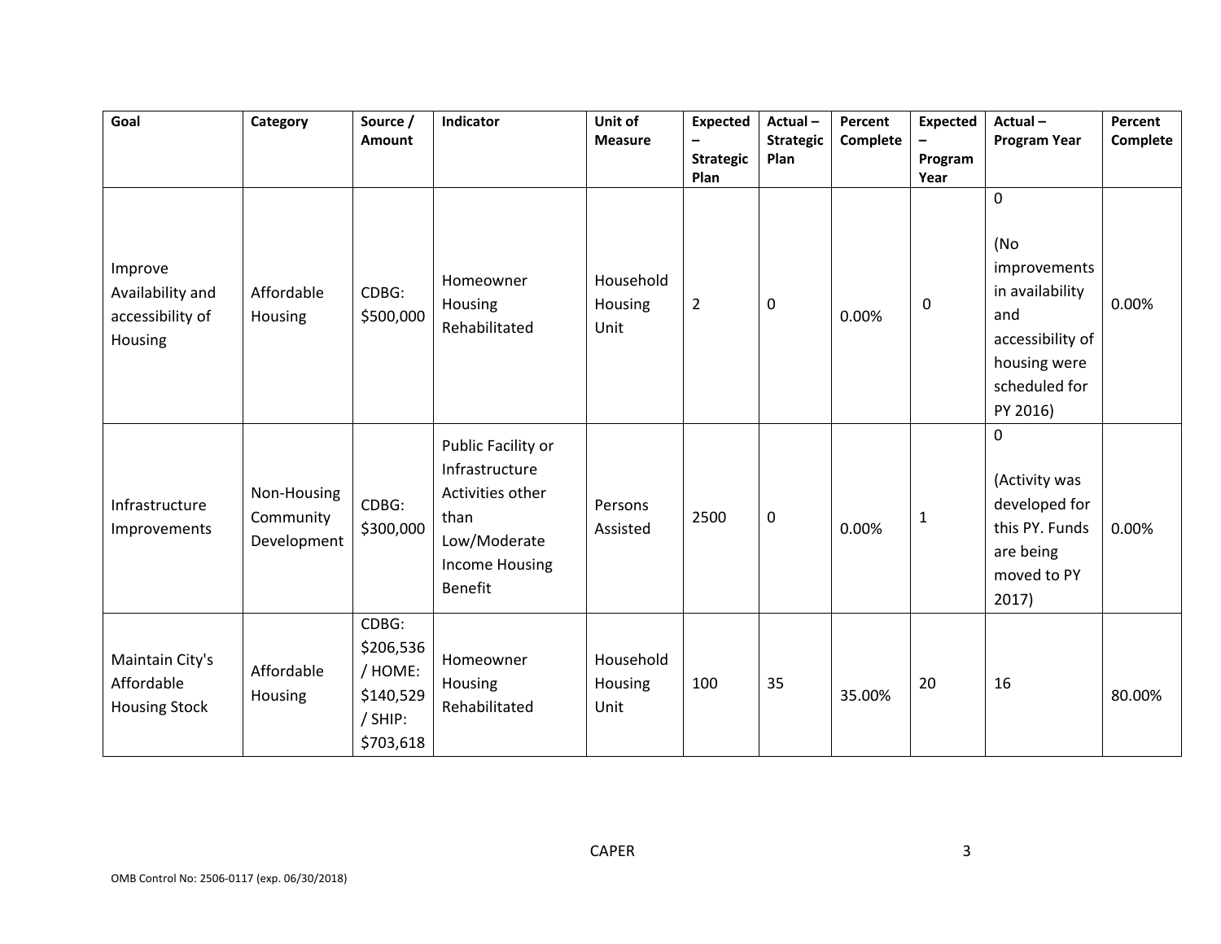| Goal | Category | Source / Amount | Indicator | Unit of Measure | Expected – Strategic Plan | Actual – Strategic Plan | Percent Complete | Expected – Program Year | Actual – Program Year | Percent Complete |
|---|---|---|---|---|---|---|---|---|---|---|
| Improve Availability and accessibility of Housing | Affordable Housing | CDBG: $500,000 | Homeowner Housing Rehabilitated | Household Housing Unit | 2 | 0 | 0.00% | 0 | 0 (No improvements in availability and accessibility of housing were scheduled for PY 2016) | 0.00% |
| Infrastructure Improvements | Non-Housing Community Development | CDBG: $300,000 | Public Facility or Infrastructure Activities other than Low/Moderate Income Housing Benefit | Persons Assisted | 2500 | 0 | 0.00% | 1 | 0 (Activity was developed for this PY. Funds are being moved to PY 2017) | 0.00% |
| Maintain City's Affordable Housing Stock | Affordable Housing | CDBG: $206,536 / HOME: $140,529 / SHIP: $703,618 | Homeowner Housing Rehabilitated | Household Housing Unit | 100 | 35 | 35.00% | 20 | 16 | 80.00% |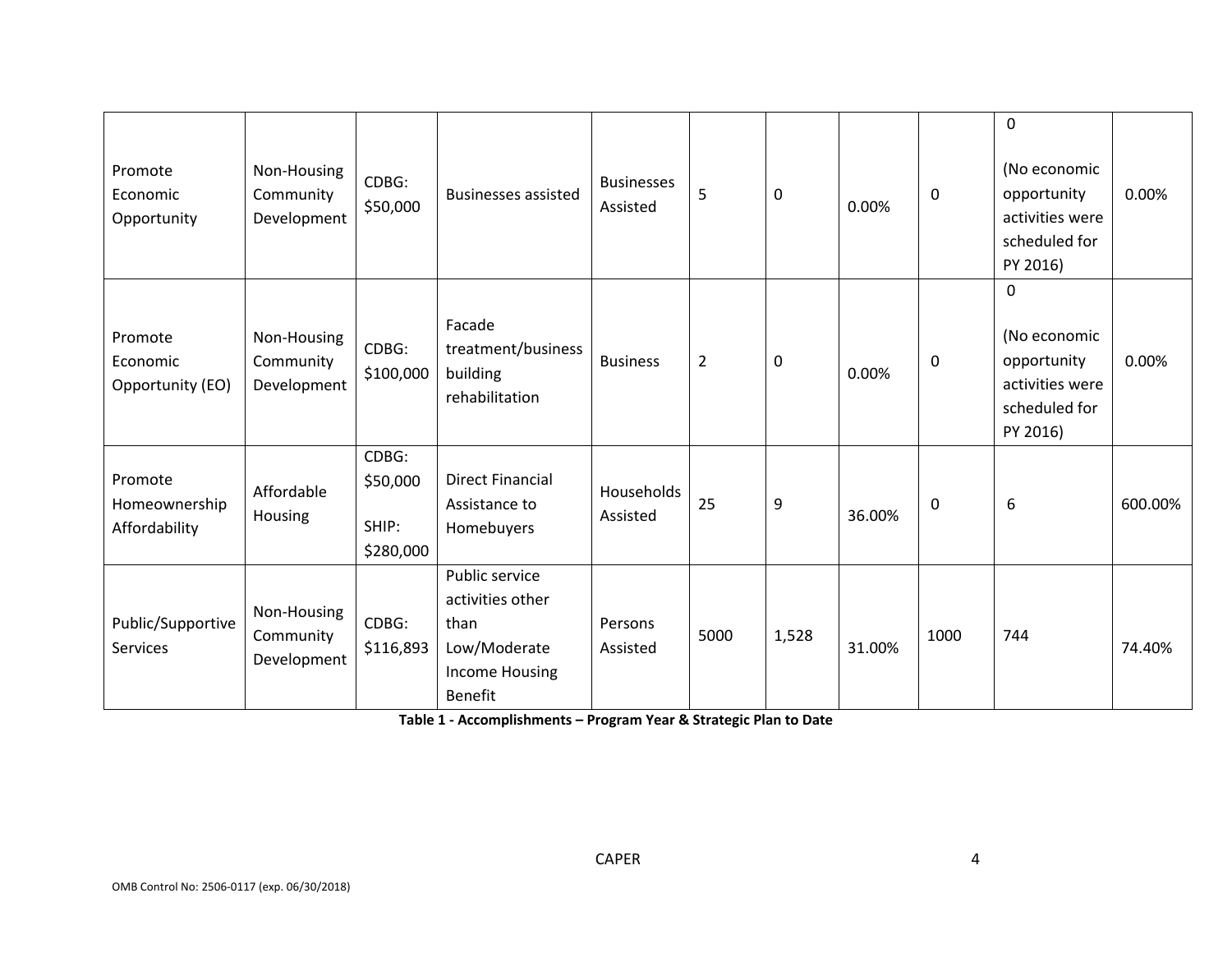| Promote Economic Opportunity | Non-Housing Community Development | CDBG: $50,000 | Businesses assisted | Businesses Assisted | 5 | 0 | 0.00% | 0 | 0 (No economic opportunity activities were scheduled for PY 2016) | 0.00% |
|---|---|---|---|---|---|---|---|---|---|---|
| Promote Economic Opportunity (EO) | Non-Housing Community Development | CDBG: $100,000 | Facade treatment/business building rehabilitation | Business | 2 | 0 | 0.00% | 0 | 0 (No economic opportunity activities were scheduled for PY 2016) | 0.00% |
| Promote Homeownership Affordability | Affordable Housing | CDBG: $50,000 SHIP: $280,000 | Direct Financial Assistance to Homebuyers | Households Assisted | 25 | 9 | 36.00% | 0 | 6 | 600.00% |
| Public/Supportive Services | Non-Housing Community Development | CDBG: $116,893 | Public service activities other than Low/Moderate Income Housing Benefit | Persons Assisted | 5000 | 1,528 | 31.00% | 1000 | 744 | 74.40% |

**Table 1 - Accomplishments – Program Year & Strategic Plan to Date**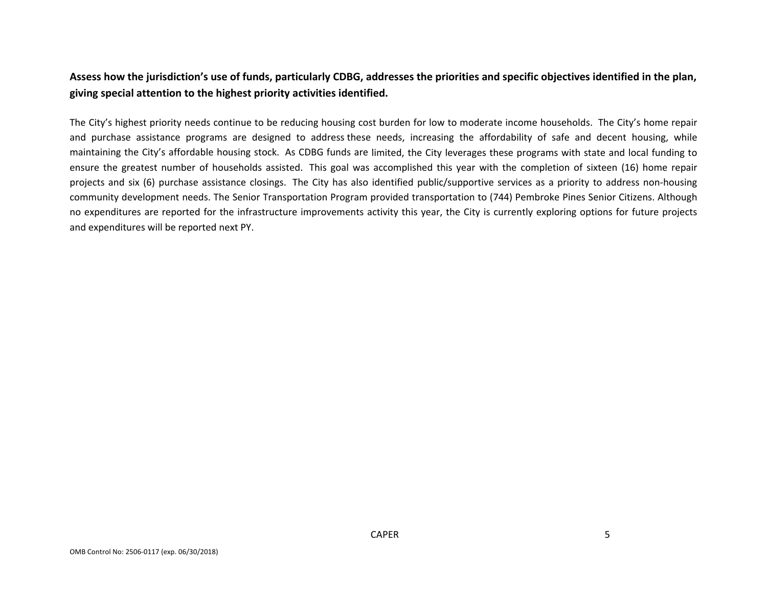**Assess how the jurisdiction's use of funds, particularly CDBG, addresses the priorities and specific objectives identified in the plan, giving special attention to the highest priority activities identified.**

The City's highest priority needs continue to be reducing housing cost burden for low to moderate income households. The City's home repair and purchase assistance programs are designed to address these needs, increasing the affordability of safe and decent housing, while maintaining the City's affordable housing stock. As CDBG funds are limited, the City leverages these programs with state and local funding to ensure the greatest number of households assisted. This goal was accomplished this year with the completion of sixteen (16) home repair projects and six (6) purchase assistance closings. The City has also identified public/supportive services as a priority to address non-housing community development needs. The Senior Transportation Program provided transportation to (744) Pembroke Pines Senior Citizens. Although no expenditures are reported for the infrastructure improvements activity this year, the City is currently exploring options for future projects and expenditures will be reported next PY.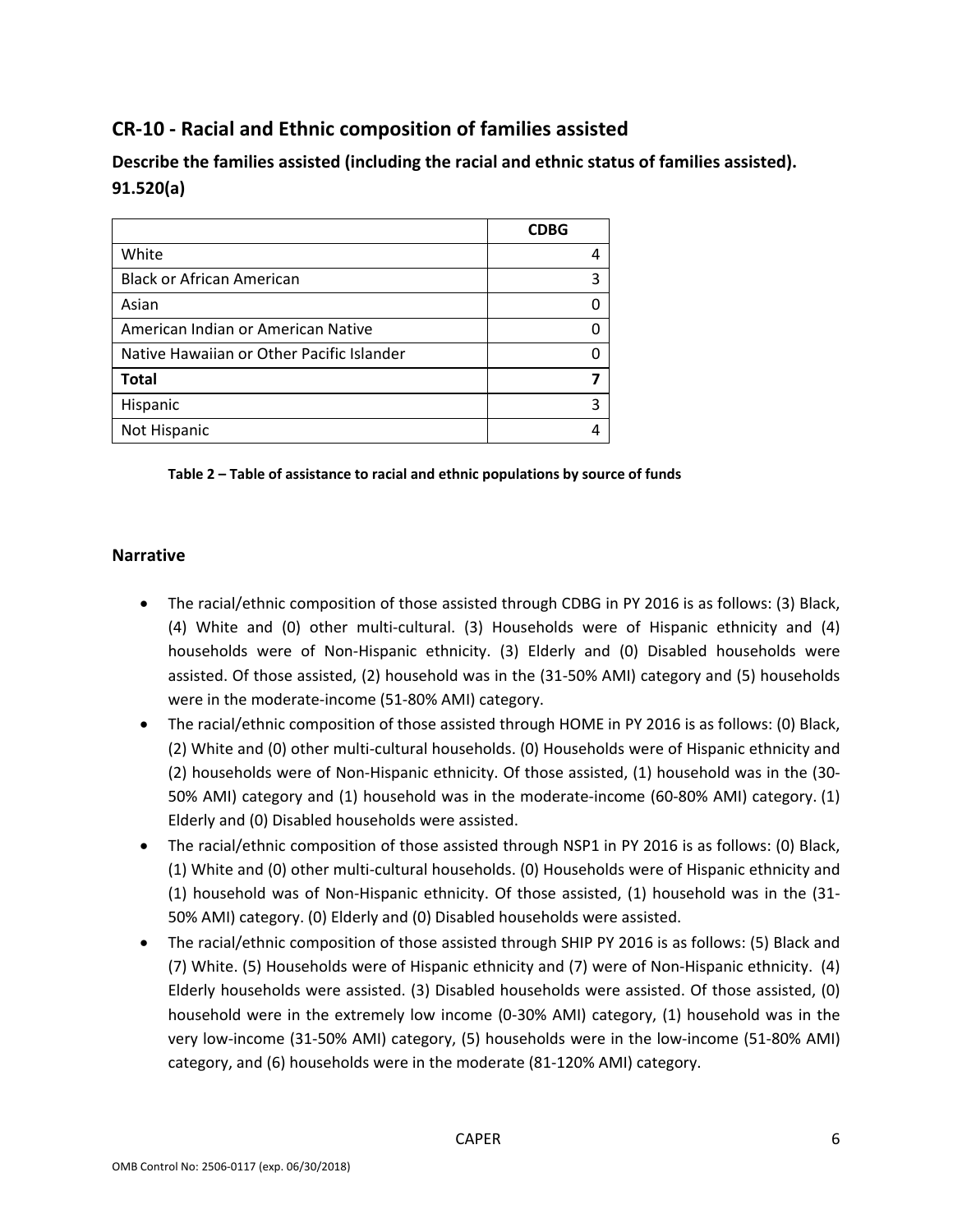## CR-10 - Racial and Ethnic composition of families assisted

### Describe the families assisted (including the racial and ethnic status of families assisted). 91.520(a)

| | CDBG |
|---|---|
| White | 4 |
| Black or African American | 3 |
| Asian | 0 |
| American Indian or American Native | 0 |
| Native Hawaiian or Other Pacific Islander | 0 |
| **Total** | **7** |
| Hispanic | 3 |
| Not Hispanic | 4 |

**Table 2 – Table of assistance to racial and ethnic populations by source of funds**

### Narrative

- The racial/ethnic composition of those assisted through CDBG in PY 2016 is as follows: (3) Black, (4) White and (0) other multi-cultural. (3) Households were of Hispanic ethnicity and (4) households were of Non-Hispanic ethnicity. (3) Elderly and (0) Disabled households were assisted. Of those assisted, (2) household was in the (31-50% AMI) category and (5) households were in the moderate-income (51-80% AMI) category.
- The racial/ethnic composition of those assisted through HOME in PY 2016 is as follows: (0) Black, (2) White and (0) other multi-cultural households. (0) Households were of Hispanic ethnicity and (2) households were of Non-Hispanic ethnicity. Of those assisted, (1) household was in the (30-50% AMI) category and (1) household was in the moderate-income (60-80% AMI) category. (1) Elderly and (0) Disabled households were assisted.
- The racial/ethnic composition of those assisted through NSP1 in PY 2016 is as follows: (0) Black, (1) White and (0) other multi-cultural households. (0) Households were of Hispanic ethnicity and (1) household was of Non-Hispanic ethnicity. Of those assisted, (1) household was in the (31-50% AMI) category. (0) Elderly and (0) Disabled households were assisted.
- The racial/ethnic composition of those assisted through SHIP PY 2016 is as follows: (5) Black and (7) White. (5) Households were of Hispanic ethnicity and (7) were of Non-Hispanic ethnicity. (4) Elderly households were assisted. (3) Disabled households were assisted. Of those assisted, (0) household were in the extremely low income (0-30% AMI) category, (1) household was in the very low-income (31-50% AMI) category, (5) households were in the low-income (51-80% AMI) category, and (6) households were in the moderate (81-120% AMI) category.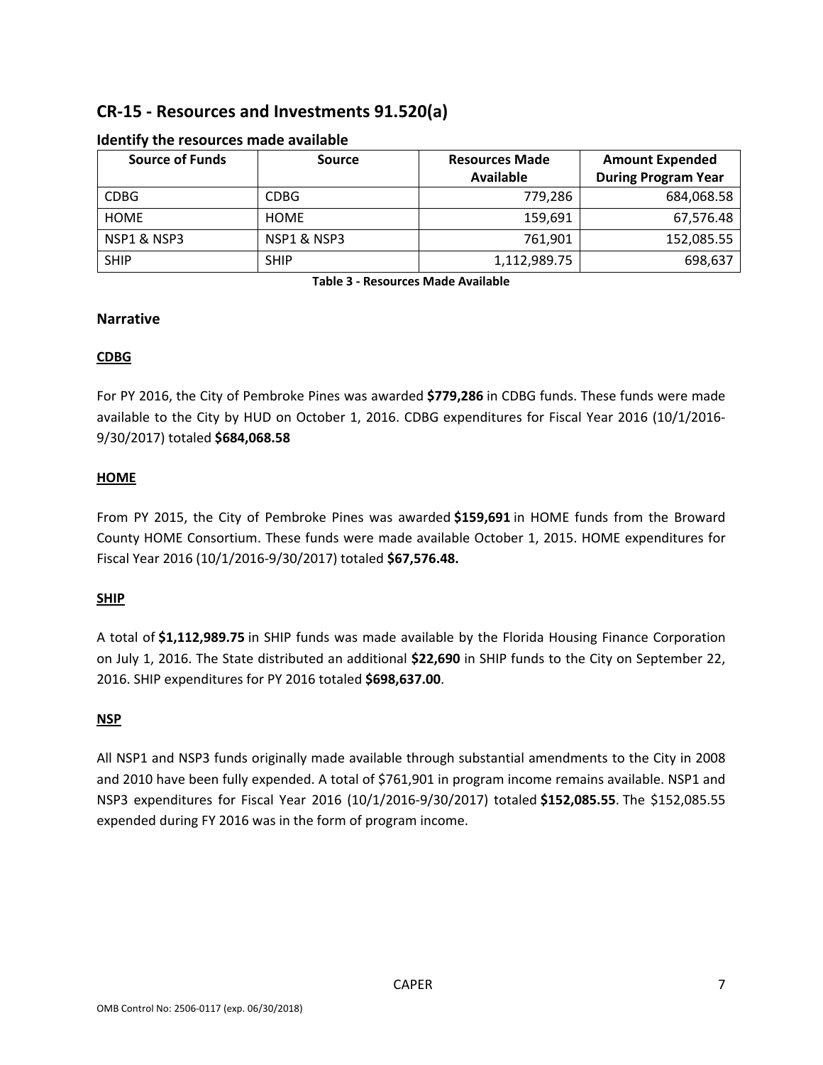## CR-15 - Resources and Investments 91.520(a)

### Identify the resources made available

| Source of Funds | Source | Resources Made Available | Amount Expended During Program Year |
|---|---|---|---|
| CDBG | CDBG | 779,286 | 684,068.58 |
| HOME | HOME | 159,691 | 67,576.48 |
| NSP1 & NSP3 | NSP1 & NSP3 | 761,901 | 152,085.55 |
| SHIP | SHIP | 1,112,989.75 | 698,637 |

**Table 3 - Resources Made Available**

### Narrative

**CDBG**

For PY 2016, the City of Pembroke Pines was awarded **$779,286** in CDBG funds. These funds were made available to the City by HUD on October 1, 2016. CDBG expenditures for Fiscal Year 2016 (10/1/2016-9/30/2017) totaled **$684,068.58**

**HOME**

From PY 2015, the City of Pembroke Pines was awarded **$159,691** in HOME funds from the Broward County HOME Consortium. These funds were made available October 1, 2015. HOME expenditures for Fiscal Year 2016 (10/1/2016-9/30/2017) totaled **$67,576.48.**

**SHIP**

A total of **$1,112,989.75** in SHIP funds was made available by the Florida Housing Finance Corporation on July 1, 2016. The State distributed an additional **$22,690** in SHIP funds to the City on September 22, 2016. SHIP expenditures for PY 2016 totaled **$698,637.00**.

**NSP**

All NSP1 and NSP3 funds originally made available through substantial amendments to the City in 2008 and 2010 have been fully expended. A total of $761,901 in program income remains available. NSP1 and NSP3 expenditures for Fiscal Year 2016 (10/1/2016-9/30/2017) totaled **$152,085.55**. The $152,085.55 expended during FY 2016 was in the form of program income.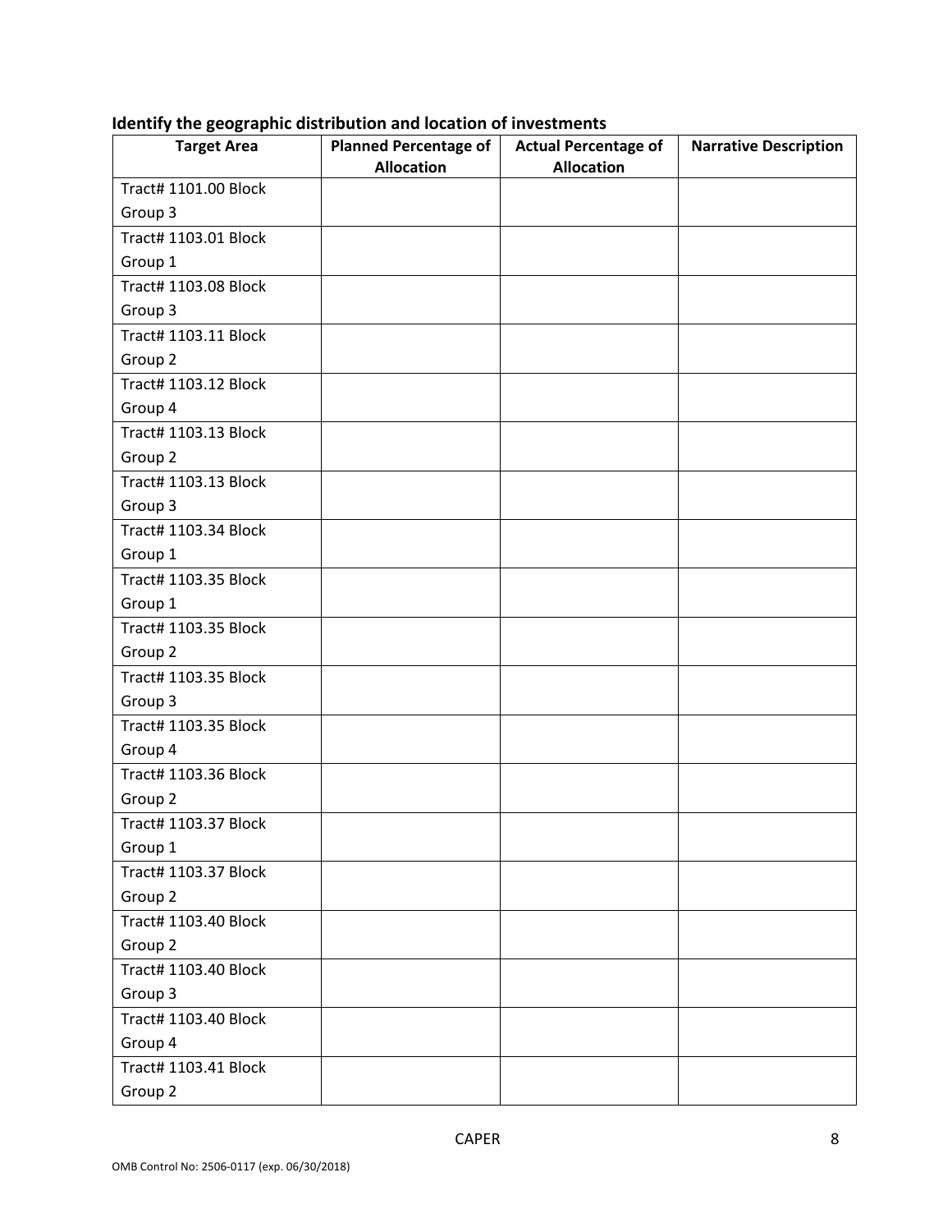**Identify the geographic distribution and location of investments**

| Target Area | Planned Percentage of Allocation | Actual Percentage of Allocation | Narrative Description |
| --- | --- | --- | --- |
| Tract# 1101.00 Block Group 3 | | | |
| Tract# 1103.01 Block Group 1 | | | |
| Tract# 1103.08 Block Group 3 | | | |
| Tract# 1103.11 Block Group 2 | | | |
| Tract# 1103.12 Block Group 4 | | | |
| Tract# 1103.13 Block Group 2 | | | |
| Tract# 1103.13 Block Group 3 | | | |
| Tract# 1103.34 Block Group 1 | | | |
| Tract# 1103.35 Block Group 1 | | | |
| Tract# 1103.35 Block Group 2 | | | |
| Tract# 1103.35 Block Group 3 | | | |
| Tract# 1103.35 Block Group 4 | | | |
| Tract# 1103.36 Block Group 2 | | | |
| Tract# 1103.37 Block Group 1 | | | |
| Tract# 1103.37 Block Group 2 | | | |
| Tract# 1103.40 Block Group 2 | | | |
| Tract# 1103.40 Block Group 3 | | | |
| Tract# 1103.40 Block Group 4 | | | |
| Tract# 1103.41 Block Group 2 | | | |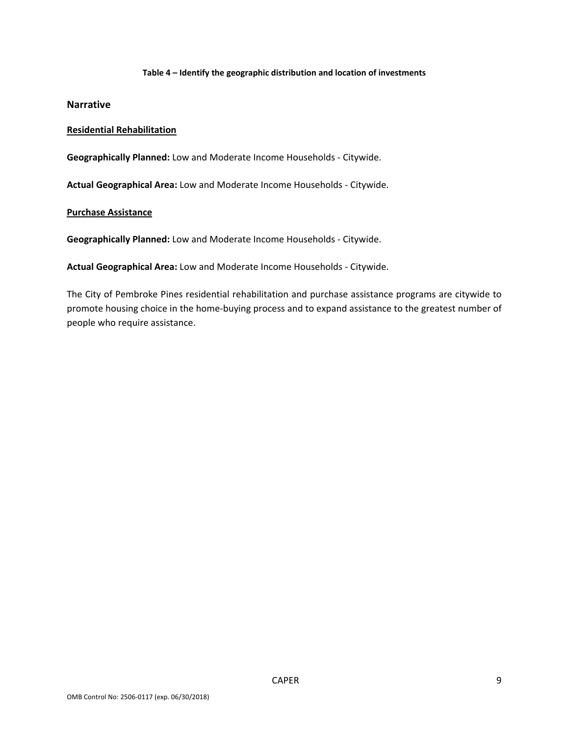**Table 4 – Identify the geographic distribution and location of investments**

## Narrative

**Residential Rehabilitation**

**Geographically Planned:** Low and Moderate Income Households - Citywide.

**Actual Geographical Area:** Low and Moderate Income Households - Citywide.

**Purchase Assistance**

**Geographically Planned:** Low and Moderate Income Households - Citywide.

**Actual Geographical Area:** Low and Moderate Income Households - Citywide.

The City of Pembroke Pines residential rehabilitation and purchase assistance programs are citywide to promote housing choice in the home-buying process and to expand assistance to the greatest number of people who require assistance.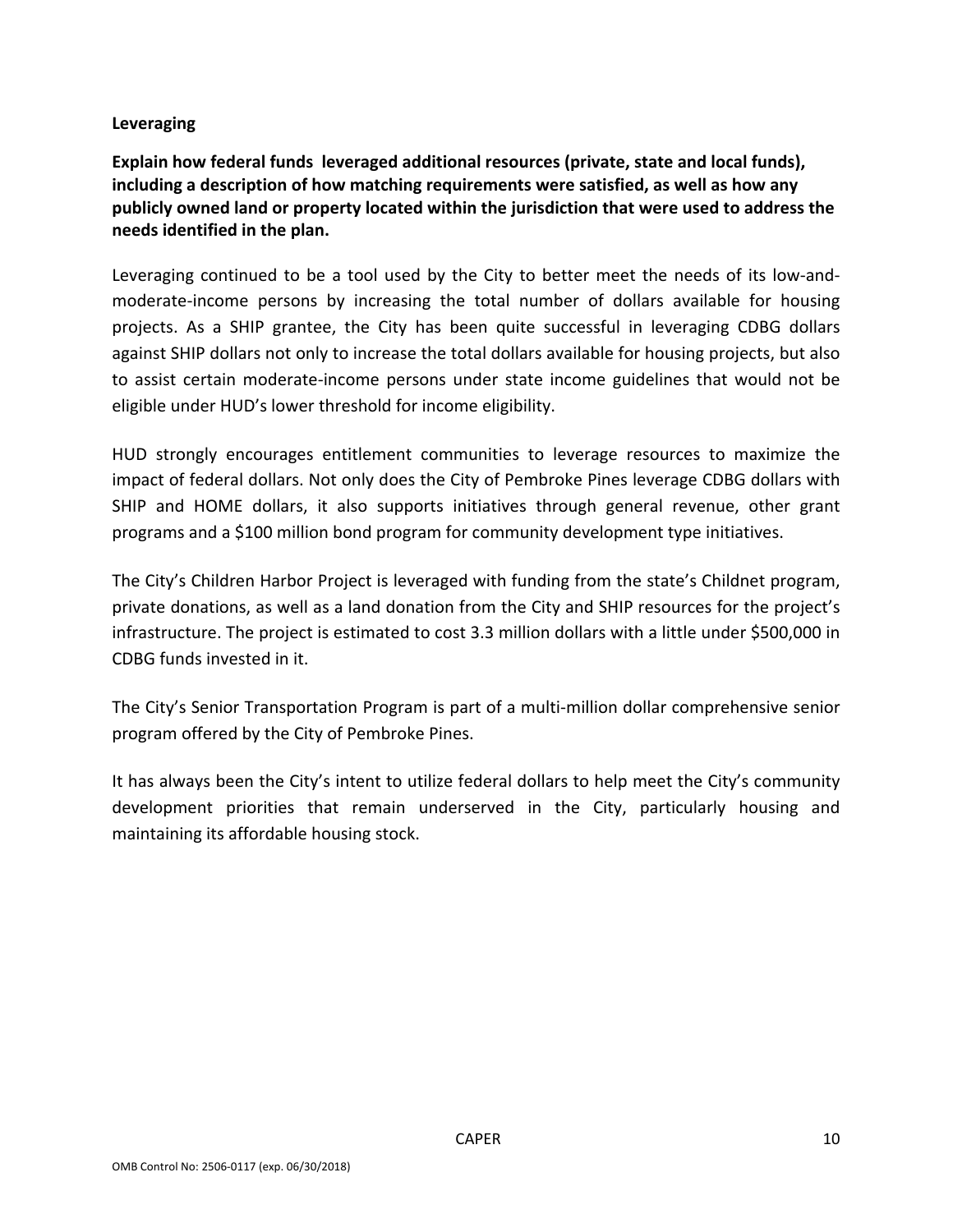**Leveraging**

**Explain how federal funds leveraged additional resources (private, state and local funds), including a description of how matching requirements were satisfied, as well as how any publicly owned land or property located within the jurisdiction that were used to address the needs identified in the plan.**

Leveraging continued to be a tool used by the City to better meet the needs of its low-and-moderate-income persons by increasing the total number of dollars available for housing projects. As a SHIP grantee, the City has been quite successful in leveraging CDBG dollars against SHIP dollars not only to increase the total dollars available for housing projects, but also to assist certain moderate-income persons under state income guidelines that would not be eligible under HUD's lower threshold for income eligibility.

HUD strongly encourages entitlement communities to leverage resources to maximize the impact of federal dollars. Not only does the City of Pembroke Pines leverage CDBG dollars with SHIP and HOME dollars, it also supports initiatives through general revenue, other grant programs and a $100 million bond program for community development type initiatives.

The City's Children Harbor Project is leveraged with funding from the state's Childnet program, private donations, as well as a land donation from the City and SHIP resources for the project's infrastructure. The project is estimated to cost 3.3 million dollars with a little under $500,000 in CDBG funds invested in it.

The City's Senior Transportation Program is part of a multi-million dollar comprehensive senior program offered by the City of Pembroke Pines.

It has always been the City's intent to utilize federal dollars to help meet the City's community development priorities that remain underserved in the City, particularly housing and maintaining its affordable housing stock.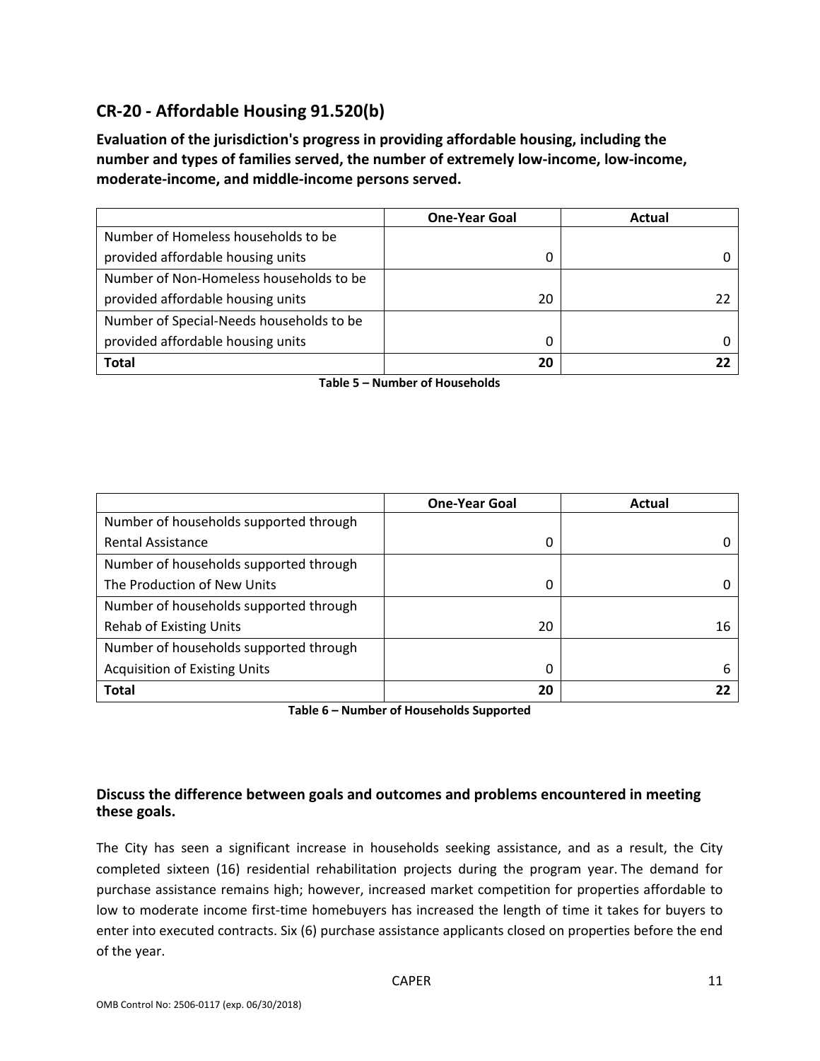## CR-20 - Affordable Housing 91.520(b)

**Evaluation of the jurisdiction's progress in providing affordable housing, including the number and types of families served, the number of extremely low-income, low-income, moderate-income, and middle-income persons served.**

| | One-Year Goal | Actual |
|---|---|---|
| Number of Homeless households to be provided affordable housing units | 0 | 0 |
| Number of Non-Homeless households to be provided affordable housing units | 20 | 22 |
| Number of Special-Needs households to be provided affordable housing units | 0 | 0 |
| **Total** | **20** | **22** |

**Table 5 – Number of Households**

| | One-Year Goal | Actual |
|---|---|---|
| Number of households supported through Rental Assistance | 0 | 0 |
| Number of households supported through The Production of New Units | 0 | 0 |
| Number of households supported through Rehab of Existing Units | 20 | 16 |
| Number of households supported through Acquisition of Existing Units | 0 | 6 |
| **Total** | **20** | **22** |

**Table 6 – Number of Households Supported**

**Discuss the difference between goals and outcomes and problems encountered in meeting these goals.**

The City has seen a significant increase in households seeking assistance, and as a result, the City completed sixteen (16) residential rehabilitation projects during the program year. The demand for purchase assistance remains high; however, increased market competition for properties affordable to low to moderate income first-time homebuyers has increased the length of time it takes for buyers to enter into executed contracts. Six (6) purchase assistance applicants closed on properties before the end of the year.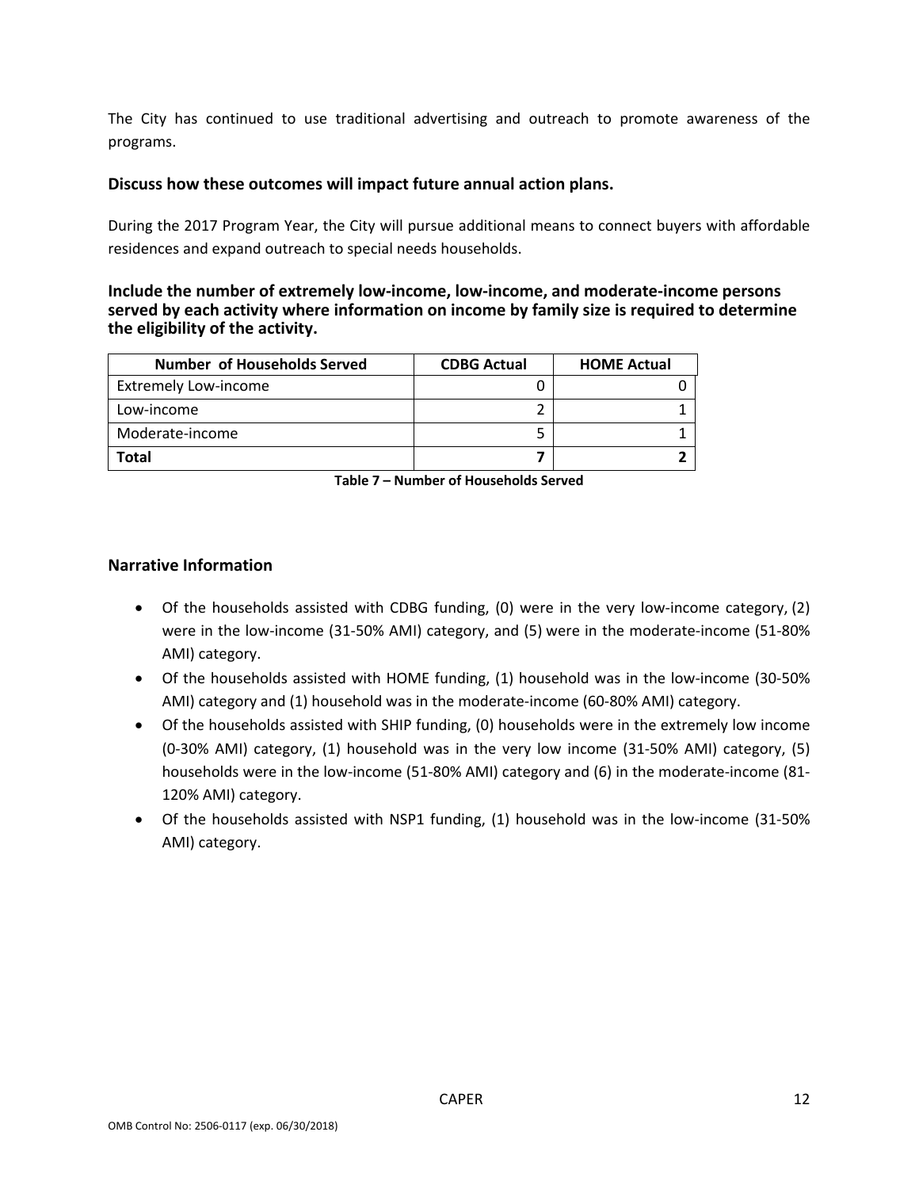The City has continued to use traditional advertising and outreach to promote awareness of the programs.

### Discuss how these outcomes will impact future annual action plans.

During the 2017 Program Year, the City will pursue additional means to connect buyers with affordable residences and expand outreach to special needs households.

### Include the number of extremely low-income, low-income, and moderate-income persons served by each activity where information on income by family size is required to determine the eligibility of the activity.

| Number of Households Served | CDBG Actual | HOME Actual |
|---|---|---|
| Extremely Low-income | 0 | 0 |
| Low-income | 2 | 1 |
| Moderate-income | 5 | 1 |
| **Total** | **7** | **2** |

**Table 7 – Number of Households Served**

### Narrative Information

- Of the households assisted with CDBG funding, (0) were in the very low-income category, (2) were in the low-income (31-50% AMI) category, and (5) were in the moderate-income (51-80% AMI) category.
- Of the households assisted with HOME funding, (1) household was in the low-income (30-50% AMI) category and (1) household was in the moderate-income (60-80% AMI) category.
- Of the households assisted with SHIP funding, (0) households were in the extremely low income (0-30% AMI) category, (1) household was in the very low income (31-50% AMI) category, (5) households were in the low-income (51-80% AMI) category and (6) in the moderate-income (81-120% AMI) category.
- Of the households assisted with NSP1 funding, (1) household was in the low-income (31-50% AMI) category.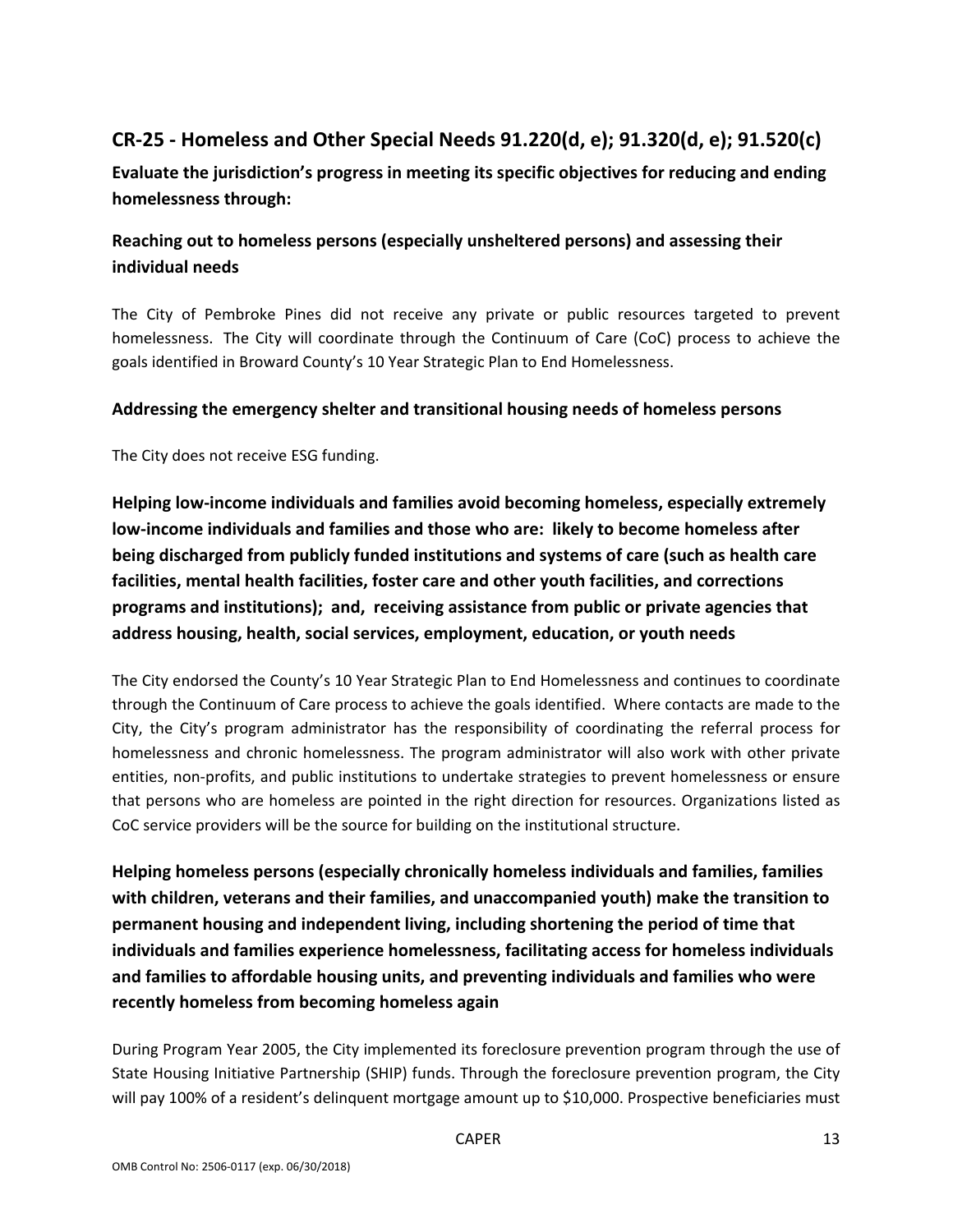## CR-25 - Homeless and Other Special Needs 91.220(d, e); 91.320(d, e); 91.520(c)

**Evaluate the jurisdiction's progress in meeting its specific objectives for reducing and ending homelessness through:**

### Reaching out to homeless persons (especially unsheltered persons) and assessing their individual needs

The City of Pembroke Pines did not receive any private or public resources targeted to prevent homelessness. The City will coordinate through the Continuum of Care (CoC) process to achieve the goals identified in Broward County's 10 Year Strategic Plan to End Homelessness.

### Addressing the emergency shelter and transitional housing needs of homeless persons

The City does not receive ESG funding.

### Helping low-income individuals and families avoid becoming homeless, especially extremely low-income individuals and families and those who are: likely to become homeless after being discharged from publicly funded institutions and systems of care (such as health care facilities, mental health facilities, foster care and other youth facilities, and corrections programs and institutions); and, receiving assistance from public or private agencies that address housing, health, social services, employment, education, or youth needs

The City endorsed the County's 10 Year Strategic Plan to End Homelessness and continues to coordinate through the Continuum of Care process to achieve the goals identified. Where contacts are made to the City, the City's program administrator has the responsibility of coordinating the referral process for homelessness and chronic homelessness. The program administrator will also work with other private entities, non-profits, and public institutions to undertake strategies to prevent homelessness or ensure that persons who are homeless are pointed in the right direction for resources. Organizations listed as CoC service providers will be the source for building on the institutional structure.

### Helping homeless persons (especially chronically homeless individuals and families, families with children, veterans and their families, and unaccompanied youth) make the transition to permanent housing and independent living, including shortening the period of time that individuals and families experience homelessness, facilitating access for homeless individuals and families to affordable housing units, and preventing individuals and families who were recently homeless from becoming homeless again

During Program Year 2005, the City implemented its foreclosure prevention program through the use of State Housing Initiative Partnership (SHIP) funds. Through the foreclosure prevention program, the City will pay 100% of a resident's delinquent mortgage amount up to $10,000. Prospective beneficiaries must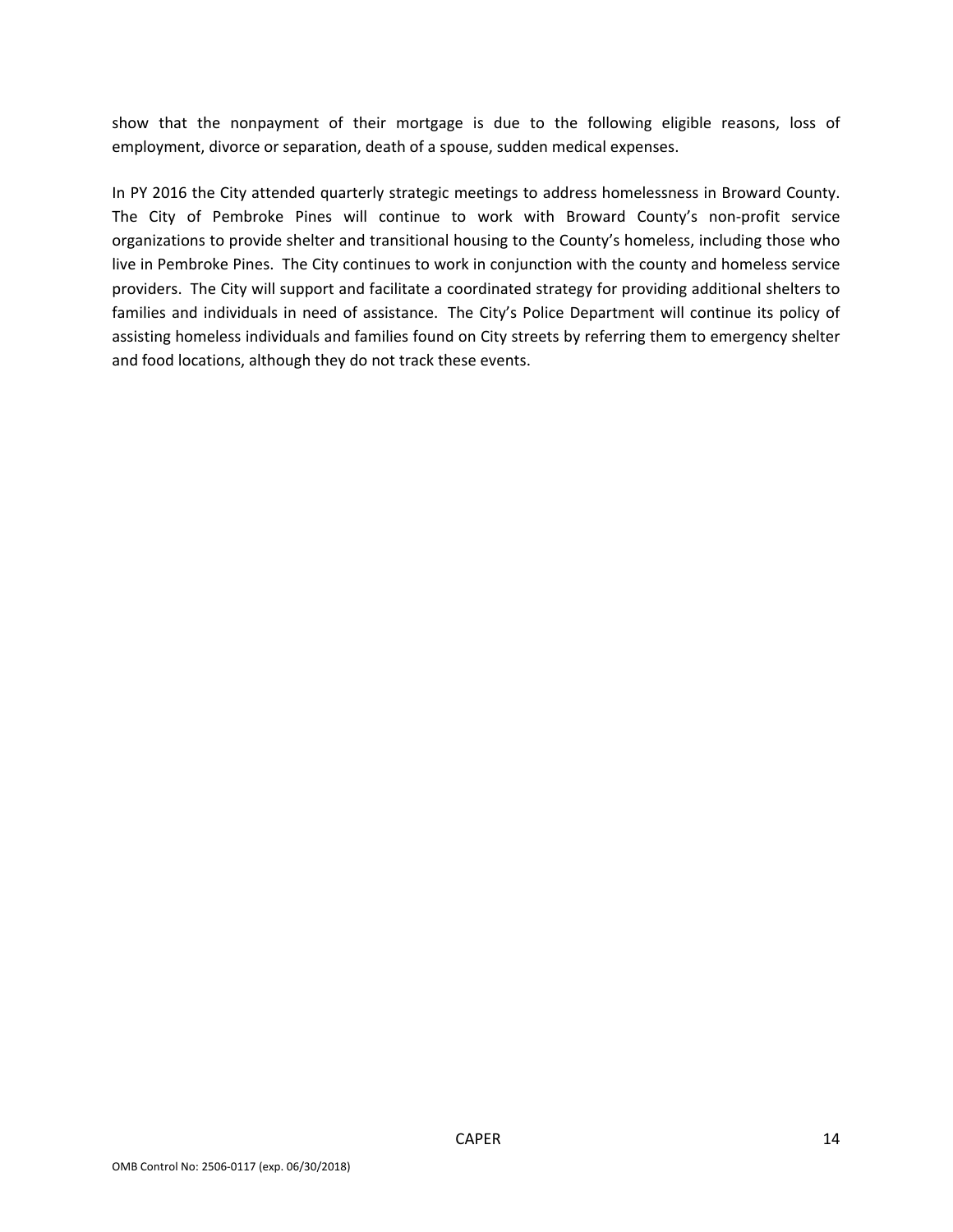show that the nonpayment of their mortgage is due to the following eligible reasons, loss of employment, divorce or separation, death of a spouse, sudden medical expenses.

In PY 2016 the City attended quarterly strategic meetings to address homelessness in Broward County. The City of Pembroke Pines will continue to work with Broward County's non-profit service organizations to provide shelter and transitional housing to the County's homeless, including those who live in Pembroke Pines. The City continues to work in conjunction with the county and homeless service providers. The City will support and facilitate a coordinated strategy for providing additional shelters to families and individuals in need of assistance. The City's Police Department will continue its policy of assisting homeless individuals and families found on City streets by referring them to emergency shelter and food locations, although they do not track these events.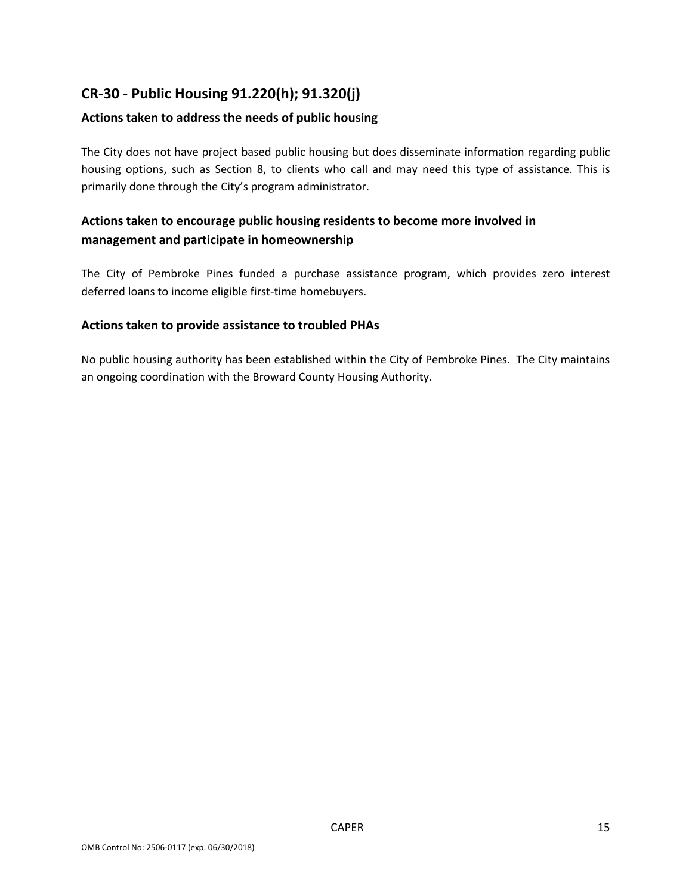## CR-30 - Public Housing 91.220(h); 91.320(j)

### Actions taken to address the needs of public housing

The City does not have project based public housing but does disseminate information regarding public housing options, such as Section 8, to clients who call and may need this type of assistance. This is primarily done through the City's program administrator.

### Actions taken to encourage public housing residents to become more involved in management and participate in homeownership

The City of Pembroke Pines funded a purchase assistance program, which provides zero interest deferred loans to income eligible first-time homebuyers.

### Actions taken to provide assistance to troubled PHAs

No public housing authority has been established within the City of Pembroke Pines. The City maintains an ongoing coordination with the Broward County Housing Authority.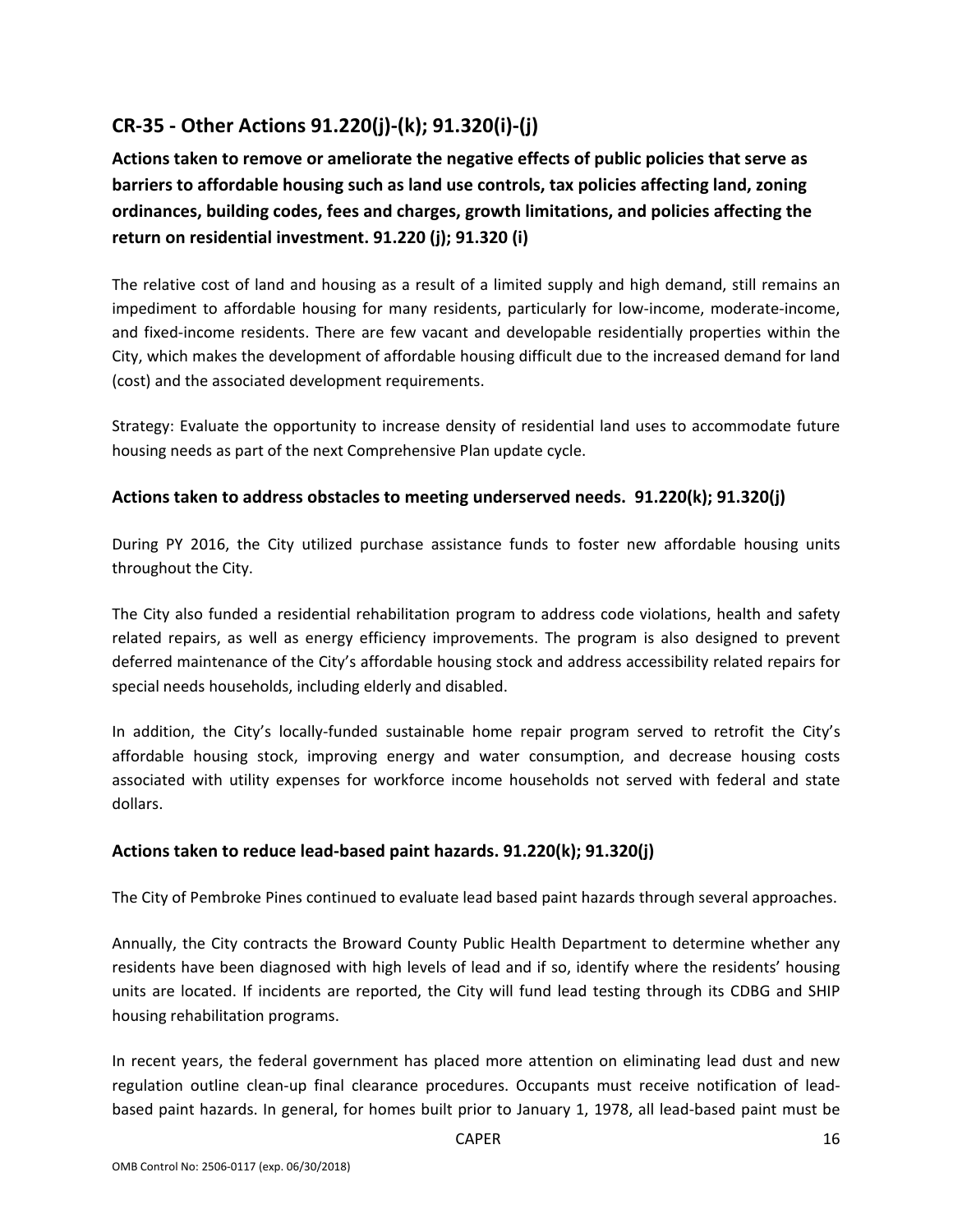## CR-35 - Other Actions 91.220(j)-(k); 91.320(i)-(j)

### Actions taken to remove or ameliorate the negative effects of public policies that serve as barriers to affordable housing such as land use controls, tax policies affecting land, zoning ordinances, building codes, fees and charges, growth limitations, and policies affecting the return on residential investment. 91.220 (j); 91.320 (i)

The relative cost of land and housing as a result of a limited supply and high demand, still remains an impediment to affordable housing for many residents, particularly for low-income, moderate-income, and fixed-income residents. There are few vacant and developable residentially properties within the City, which makes the development of affordable housing difficult due to the increased demand for land (cost) and the associated development requirements.

Strategy: Evaluate the opportunity to increase density of residential land uses to accommodate future housing needs as part of the next Comprehensive Plan update cycle.

### Actions taken to address obstacles to meeting underserved needs. 91.220(k); 91.320(j)

During PY 2016, the City utilized purchase assistance funds to foster new affordable housing units throughout the City.

The City also funded a residential rehabilitation program to address code violations, health and safety related repairs, as well as energy efficiency improvements. The program is also designed to prevent deferred maintenance of the City's affordable housing stock and address accessibility related repairs for special needs households, including elderly and disabled.

In addition, the City's locally-funded sustainable home repair program served to retrofit the City's affordable housing stock, improving energy and water consumption, and decrease housing costs associated with utility expenses for workforce income households not served with federal and state dollars.

### Actions taken to reduce lead-based paint hazards. 91.220(k); 91.320(j)

The City of Pembroke Pines continued to evaluate lead based paint hazards through several approaches.

Annually, the City contracts the Broward County Public Health Department to determine whether any residents have been diagnosed with high levels of lead and if so, identify where the residents' housing units are located. If incidents are reported, the City will fund lead testing through its CDBG and SHIP housing rehabilitation programs.

In recent years, the federal government has placed more attention on eliminating lead dust and new regulation outline clean-up final clearance procedures. Occupants must receive notification of lead-based paint hazards. In general, for homes built prior to January 1, 1978, all lead-based paint must be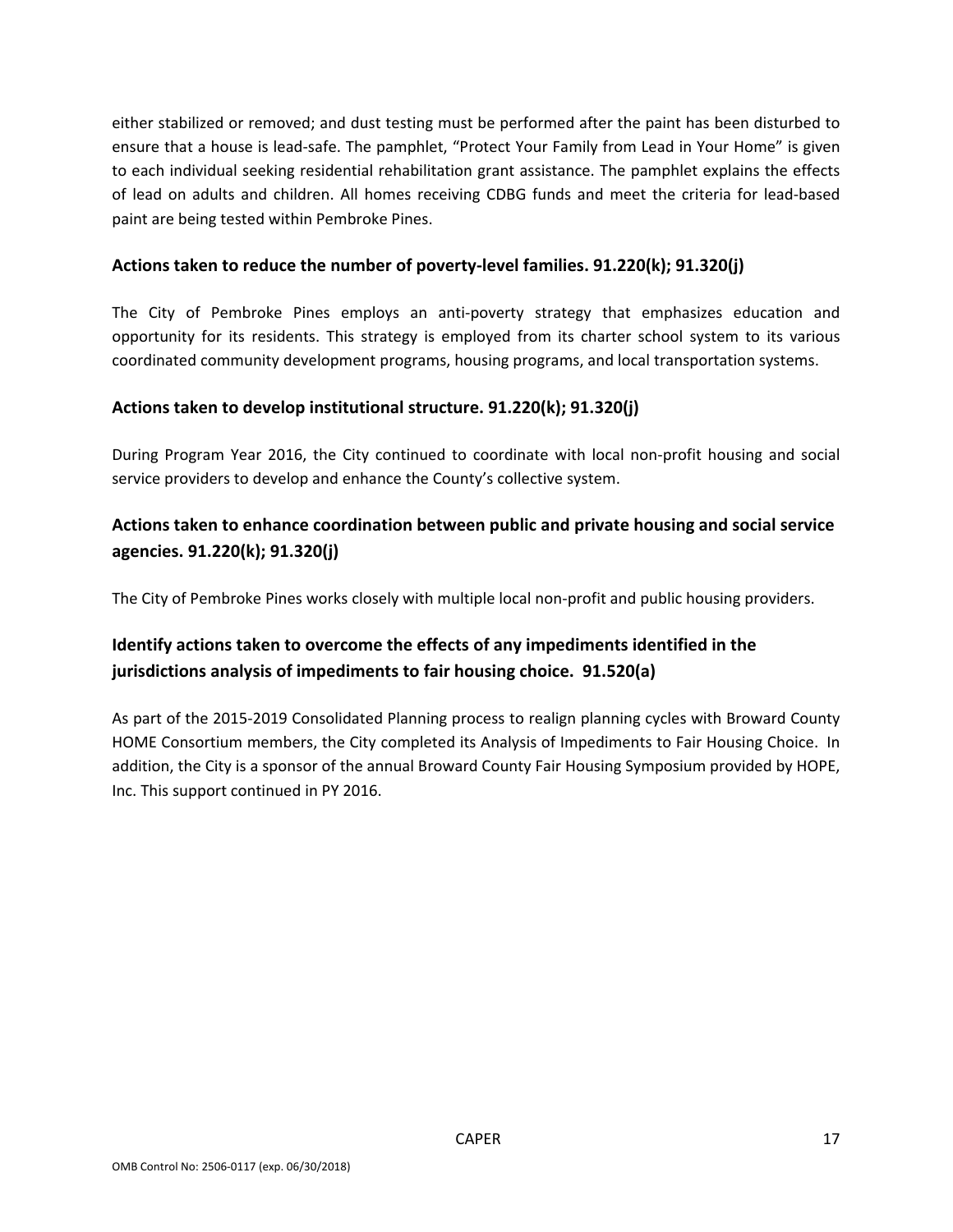either stabilized or removed; and dust testing must be performed after the paint has been disturbed to ensure that a house is lead-safe. The pamphlet, "Protect Your Family from Lead in Your Home" is given to each individual seeking residential rehabilitation grant assistance. The pamphlet explains the effects of lead on adults and children. All homes receiving CDBG funds and meet the criteria for lead-based paint are being tested within Pembroke Pines.

### Actions taken to reduce the number of poverty-level families. 91.220(k); 91.320(j)

The City of Pembroke Pines employs an anti-poverty strategy that emphasizes education and opportunity for its residents. This strategy is employed from its charter school system to its various coordinated community development programs, housing programs, and local transportation systems.

### Actions taken to develop institutional structure. 91.220(k); 91.320(j)

During Program Year 2016, the City continued to coordinate with local non-profit housing and social service providers to develop and enhance the County's collective system.

### Actions taken to enhance coordination between public and private housing and social service agencies. 91.220(k); 91.320(j)

The City of Pembroke Pines works closely with multiple local non-profit and public housing providers.

### Identify actions taken to overcome the effects of any impediments identified in the jurisdictions analysis of impediments to fair housing choice. 91.520(a)

As part of the 2015-2019 Consolidated Planning process to realign planning cycles with Broward County HOME Consortium members, the City completed its Analysis of Impediments to Fair Housing Choice. In addition, the City is a sponsor of the annual Broward County Fair Housing Symposium provided by HOPE, Inc. This support continued in PY 2016.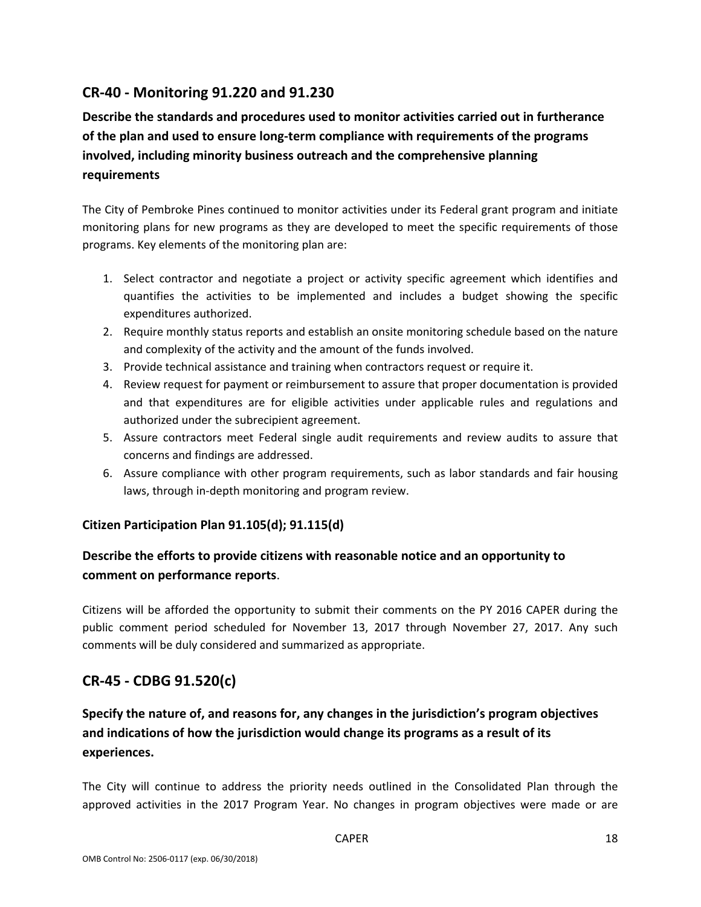## CR-40 - Monitoring 91.220 and 91.230

### Describe the standards and procedures used to monitor activities carried out in furtherance of the plan and used to ensure long-term compliance with requirements of the programs involved, including minority business outreach and the comprehensive planning requirements

The City of Pembroke Pines continued to monitor activities under its Federal grant program and initiate monitoring plans for new programs as they are developed to meet the specific requirements of those programs. Key elements of the monitoring plan are:

1. Select contractor and negotiate a project or activity specific agreement which identifies and quantifies the activities to be implemented and includes a budget showing the specific expenditures authorized.
2. Require monthly status reports and establish an onsite monitoring schedule based on the nature and complexity of the activity and the amount of the funds involved.
3. Provide technical assistance and training when contractors request or require it.
4. Review request for payment or reimbursement to assure that proper documentation is provided and that expenditures are for eligible activities under applicable rules and regulations and authorized under the subrecipient agreement.
5. Assure contractors meet Federal single audit requirements and review audits to assure that concerns and findings are addressed.
6. Assure compliance with other program requirements, such as labor standards and fair housing laws, through in-depth monitoring and program review.

### Citizen Participation Plan 91.105(d); 91.115(d)

### Describe the efforts to provide citizens with reasonable notice and an opportunity to comment on performance reports.

Citizens will be afforded the opportunity to submit their comments on the PY 2016 CAPER during the public comment period scheduled for November 13, 2017 through November 27, 2017. Any such comments will be duly considered and summarized as appropriate.

## CR-45 - CDBG 91.520(c)

### Specify the nature of, and reasons for, any changes in the jurisdiction's program objectives and indications of how the jurisdiction would change its programs as a result of its experiences.

The City will continue to address the priority needs outlined in the Consolidated Plan through the approved activities in the 2017 Program Year. No changes in program objectives were made or are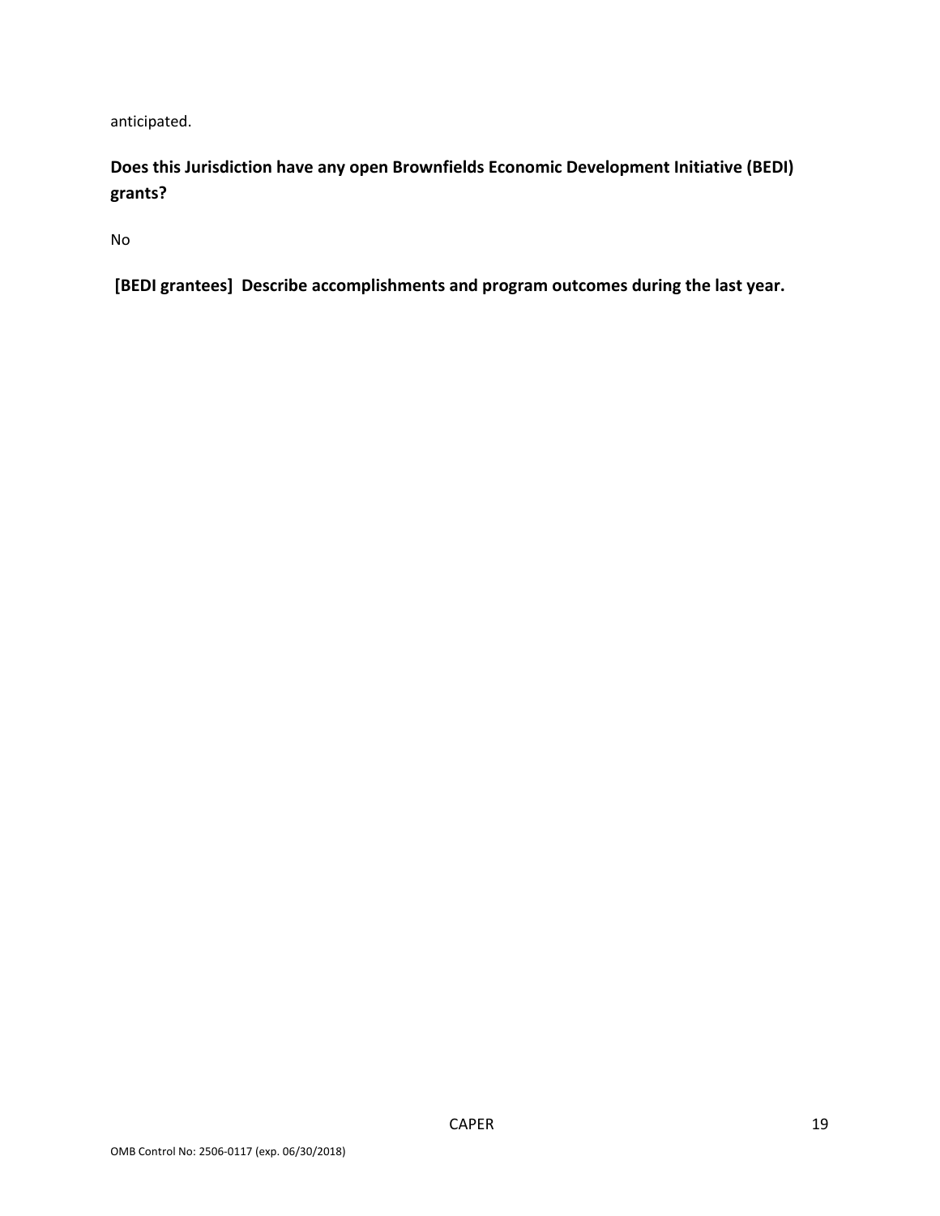anticipated.

**Does this Jurisdiction have any open Brownfields Economic Development Initiative (BEDI) grants?**

No

**[BEDI grantees] Describe accomplishments and program outcomes during the last year.**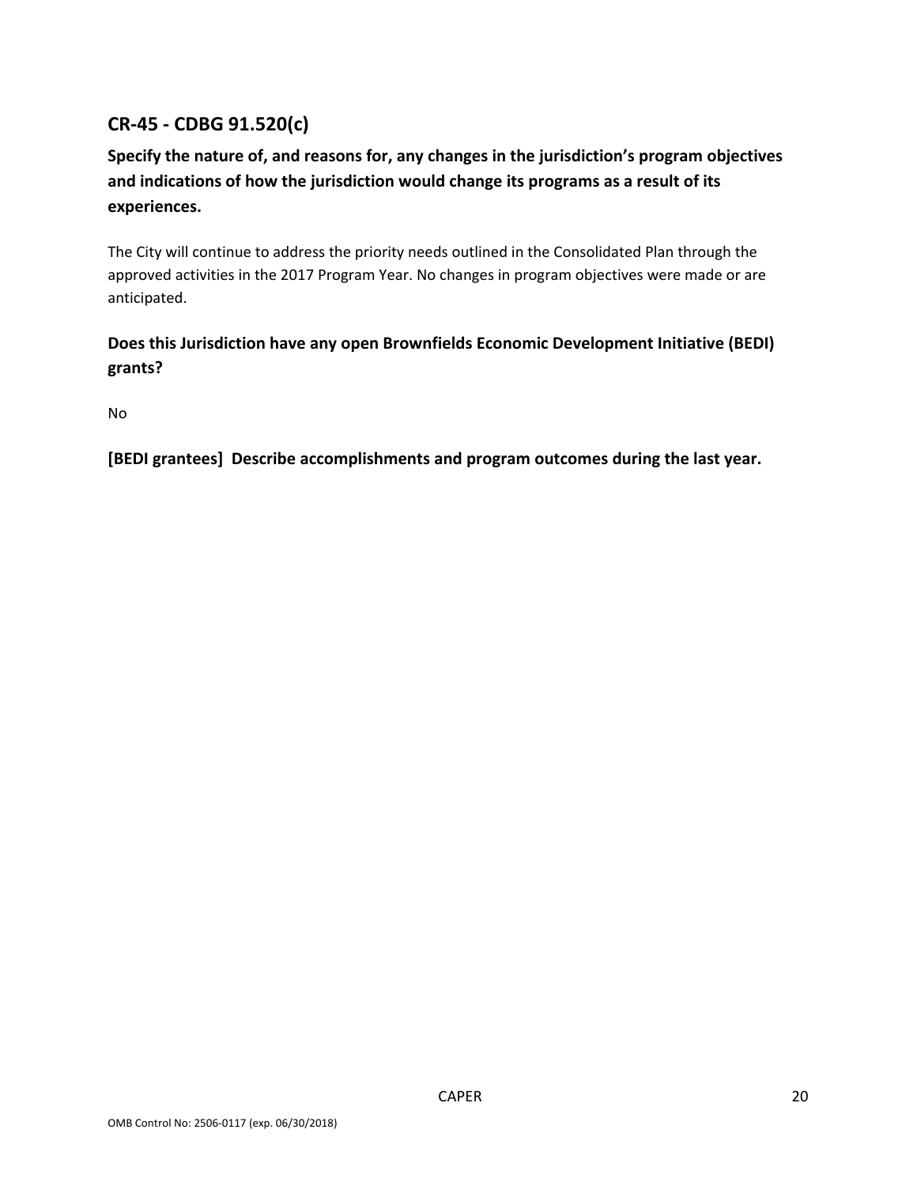## CR-45 - CDBG 91.520(c)

**Specify the nature of, and reasons for, any changes in the jurisdiction's program objectives and indications of how the jurisdiction would change its programs as a result of its experiences.**

The City will continue to address the priority needs outlined in the Consolidated Plan through the approved activities in the 2017 Program Year. No changes in program objectives were made or are anticipated.

**Does this Jurisdiction have any open Brownfields Economic Development Initiative (BEDI) grants?**

No

**[BEDI grantees] Describe accomplishments and program outcomes during the last year.**